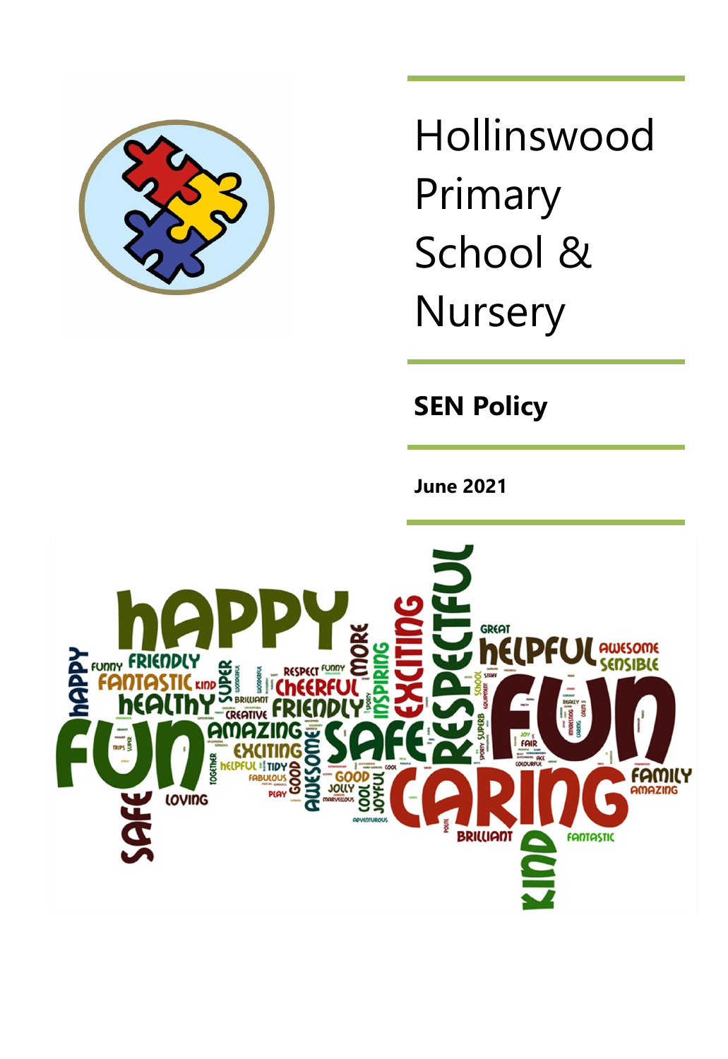# Hollinswood Primary School & Nursery

## SEN Policy

**June 2021**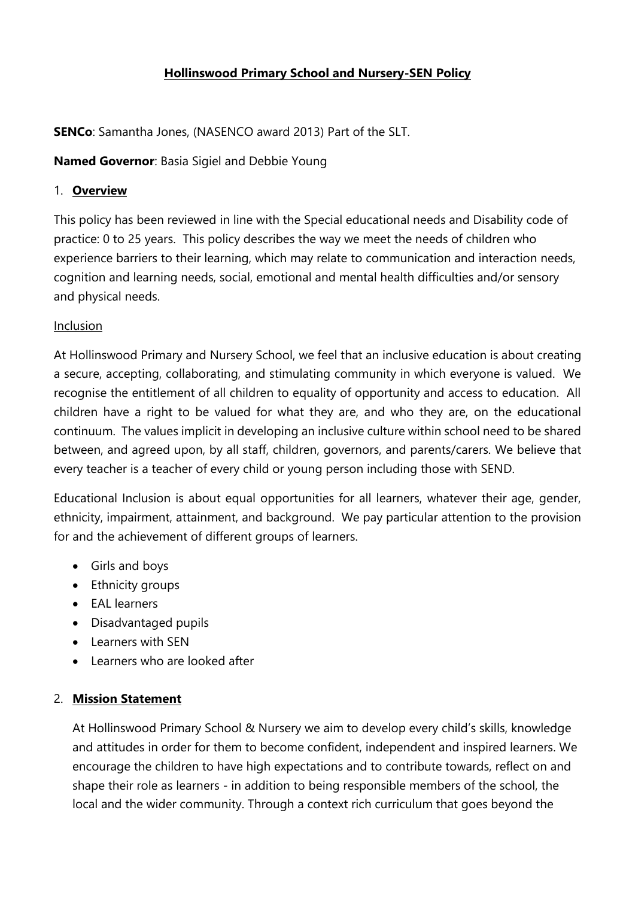**Hollinswood Primary School and Nursery-SEN Policy**

**SENCo**: Samantha Jones, (NASENCO award 2013) Part of the SLT.

**Named Governor**: Basia Sigiel and Debbie Young

1. **Overview**

This policy has been reviewed in line with the Special educational needs and Disability code of practice: 0 to 25 years. This policy describes the way we meet the needs of children who experience barriers to their learning, which may relate to communication and interaction needs, cognition and learning needs, social, emotional and mental health difficulties and/or sensory and physical needs.

Inclusion

At Hollinswood Primary and Nursery School, we feel that an inclusive education is about creating a secure, accepting, collaborating, and stimulating community in which everyone is valued. We recognise the entitlement of all children to equality of opportunity and access to education. All children have a right to be valued for what they are, and who they are, on the educational continuum. The values implicit in developing an inclusive culture within school need to be shared between, and agreed upon, by all staff, children, governors, and parents/carers. We believe that every teacher is a teacher of every child or young person including those with SEND.

Educational Inclusion is about equal opportunities for all learners, whatever their age, gender, ethnicity, impairment, attainment, and background. We pay particular attention to the provision for and the achievement of different groups of learners.

- Girls and boys
- Ethnicity groups
- EAL learners
- Disadvantaged pupils
- Learners with SEN
- Learners who are looked after

2. **Mission Statement**

At Hollinswood Primary School & Nursery we aim to develop every child's skills, knowledge and attitudes in order for them to become confident, independent and inspired learners. We encourage the children to have high expectations and to contribute towards, reflect on and shape their role as learners - in addition to being responsible members of the school, the local and the wider community. Through a context rich curriculum that goes beyond the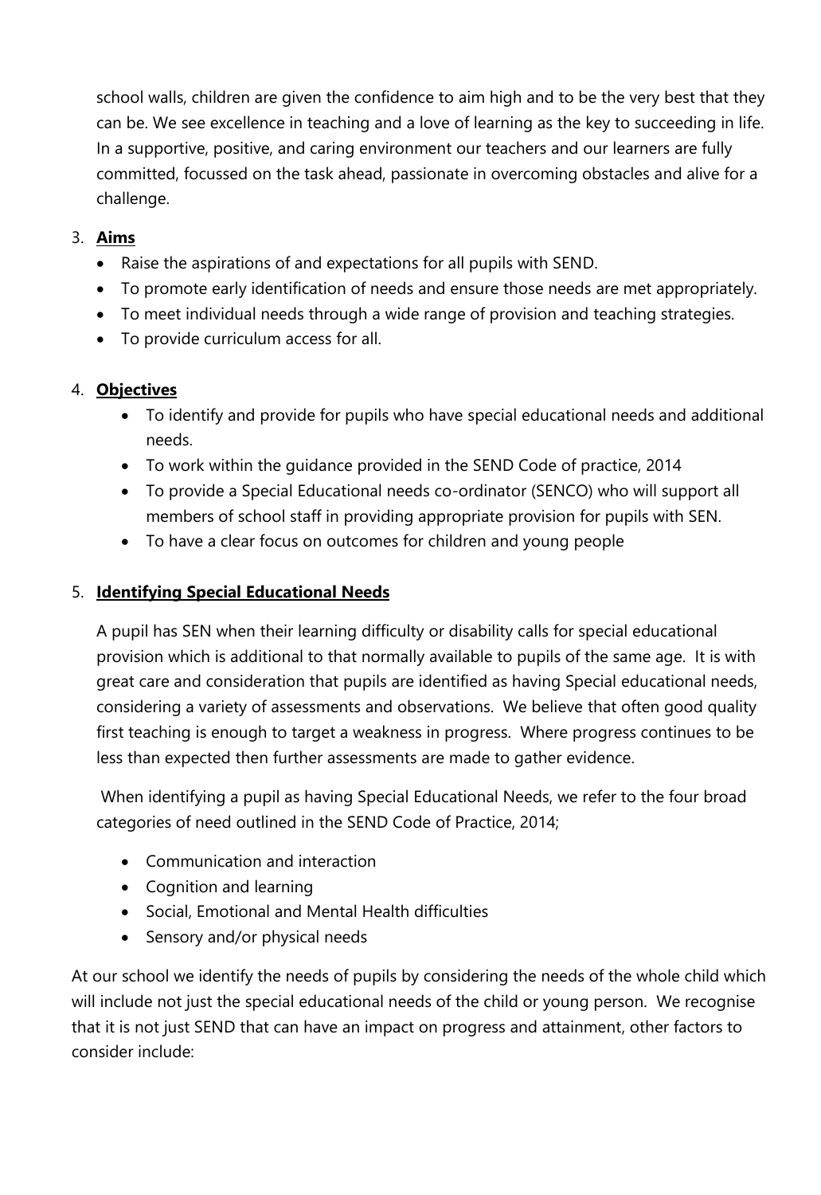school walls, children are given the confidence to aim high and to be the very best that they can be. We see excellence in teaching and a love of learning as the key to succeeding in life. In a supportive, positive, and caring environment our teachers and our learners are fully committed, focussed on the task ahead, passionate in overcoming obstacles and alive for a challenge.

## 3. **Aims**

- Raise the aspirations of and expectations for all pupils with SEND.
- To promote early identification of needs and ensure those needs are met appropriately.
- To meet individual needs through a wide range of provision and teaching strategies.
- To provide curriculum access for all.

## 4. **Objectives**

- To identify and provide for pupils who have special educational needs and additional needs.
- To work within the guidance provided in the SEND Code of practice, 2014
- To provide a Special Educational needs co-ordinator (SENCO) who will support all members of school staff in providing appropriate provision for pupils with SEN.
- To have a clear focus on outcomes for children and young people

## 5. **Identifying Special Educational Needs**

A pupil has SEN when their learning difficulty or disability calls for special educational provision which is additional to that normally available to pupils of the same age. It is with great care and consideration that pupils are identified as having Special educational needs, considering a variety of assessments and observations. We believe that often good quality first teaching is enough to target a weakness in progress. Where progress continues to be less than expected then further assessments are made to gather evidence.

When identifying a pupil as having Special Educational Needs, we refer to the four broad categories of need outlined in the SEND Code of Practice, 2014;

- Communication and interaction
- Cognition and learning
- Social, Emotional and Mental Health difficulties
- Sensory and/or physical needs

At our school we identify the needs of pupils by considering the needs of the whole child which will include not just the special educational needs of the child or young person. We recognise that it is not just SEND that can have an impact on progress and attainment, other factors to consider include: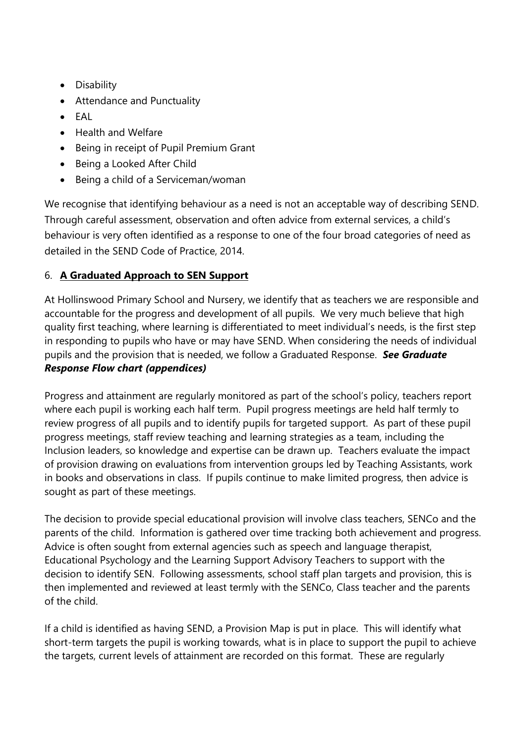- Disability
- Attendance and Punctuality
- EAL
- Health and Welfare
- Being in receipt of Pupil Premium Grant
- Being a Looked After Child
- Being a child of a Serviceman/woman

We recognise that identifying behaviour as a need is not an acceptable way of describing SEND. Through careful assessment, observation and often advice from external services, a child's behaviour is very often identified as a response to one of the four broad categories of need as detailed in the SEND Code of Practice, 2014.

## 6. **A Graduated Approach to SEN Support**

At Hollinswood Primary School and Nursery, we identify that as teachers we are responsible and accountable for the progress and development of all pupils. We very much believe that high quality first teaching, where learning is differentiated to meet individual's needs, is the first step in responding to pupils who have or may have SEND. When considering the needs of individual pupils and the provision that is needed, we follow a Graduated Response. ***See Graduate Response Flow chart (appendices)***

Progress and attainment are regularly monitored as part of the school's policy, teachers report where each pupil is working each half term. Pupil progress meetings are held half termly to review progress of all pupils and to identify pupils for targeted support. As part of these pupil progress meetings, staff review teaching and learning strategies as a team, including the Inclusion leaders, so knowledge and expertise can be drawn up. Teachers evaluate the impact of provision drawing on evaluations from intervention groups led by Teaching Assistants, work in books and observations in class. If pupils continue to make limited progress, then advice is sought as part of these meetings.

The decision to provide special educational provision will involve class teachers, SENCo and the parents of the child. Information is gathered over time tracking both achievement and progress. Advice is often sought from external agencies such as speech and language therapist, Educational Psychology and the Learning Support Advisory Teachers to support with the decision to identify SEN. Following assessments, school staff plan targets and provision, this is then implemented and reviewed at least termly with the SENCo, Class teacher and the parents of the child.

If a child is identified as having SEND, a Provision Map is put in place. This will identify what short-term targets the pupil is working towards, what is in place to support the pupil to achieve the targets, current levels of attainment are recorded on this format. These are regularly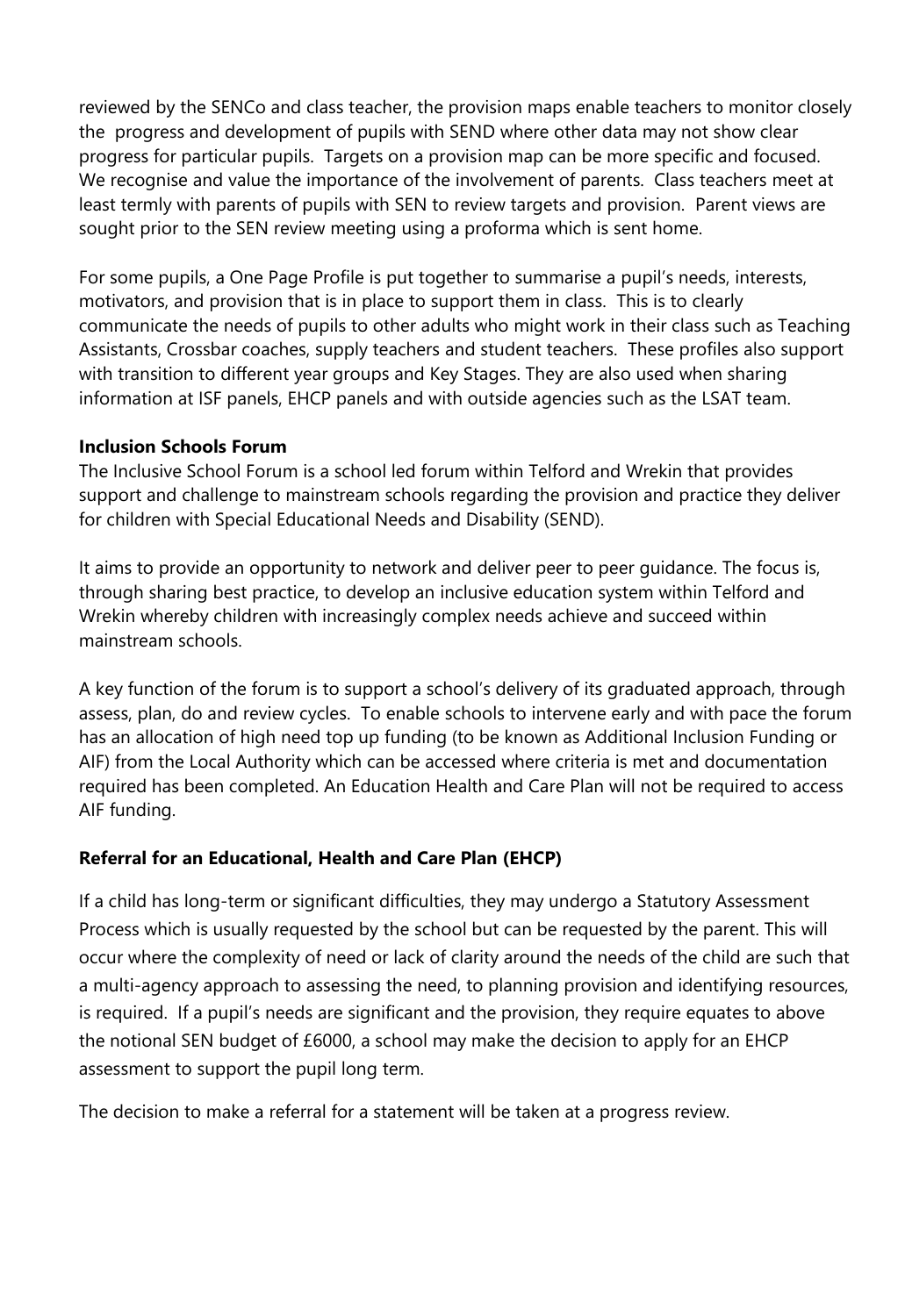reviewed by the SENCo and class teacher, the provision maps enable teachers to monitor closely the progress and development of pupils with SEND where other data may not show clear progress for particular pupils. Targets on a provision map can be more specific and focused. We recognise and value the importance of the involvement of parents. Class teachers meet at least termly with parents of pupils with SEN to review targets and provision. Parent views are sought prior to the SEN review meeting using a proforma which is sent home.

For some pupils, a One Page Profile is put together to summarise a pupil's needs, interests, motivators, and provision that is in place to support them in class. This is to clearly communicate the needs of pupils to other adults who might work in their class such as Teaching Assistants, Crossbar coaches, supply teachers and student teachers. These profiles also support with transition to different year groups and Key Stages. They are also used when sharing information at ISF panels, EHCP panels and with outside agencies such as the LSAT team.

**Inclusion Schools Forum**

The Inclusive School Forum is a school led forum within Telford and Wrekin that provides support and challenge to mainstream schools regarding the provision and practice they deliver for children with Special Educational Needs and Disability (SEND).

It aims to provide an opportunity to network and deliver peer to peer guidance. The focus is, through sharing best practice, to develop an inclusive education system within Telford and Wrekin whereby children with increasingly complex needs achieve and succeed within mainstream schools.

A key function of the forum is to support a school's delivery of its graduated approach, through assess, plan, do and review cycles. To enable schools to intervene early and with pace the forum has an allocation of high need top up funding (to be known as Additional Inclusion Funding or AIF) from the Local Authority which can be accessed where criteria is met and documentation required has been completed. An Education Health and Care Plan will not be required to access AIF funding.

**Referral for an Educational, Health and Care Plan (EHCP)**

If a child has long-term or significant difficulties, they may undergo a Statutory Assessment Process which is usually requested by the school but can be requested by the parent. This will occur where the complexity of need or lack of clarity around the needs of the child are such that a multi-agency approach to assessing the need, to planning provision and identifying resources, is required. If a pupil's needs are significant and the provision, they require equates to above the notional SEN budget of £6000, a school may make the decision to apply for an EHCP assessment to support the pupil long term.

The decision to make a referral for a statement will be taken at a progress review.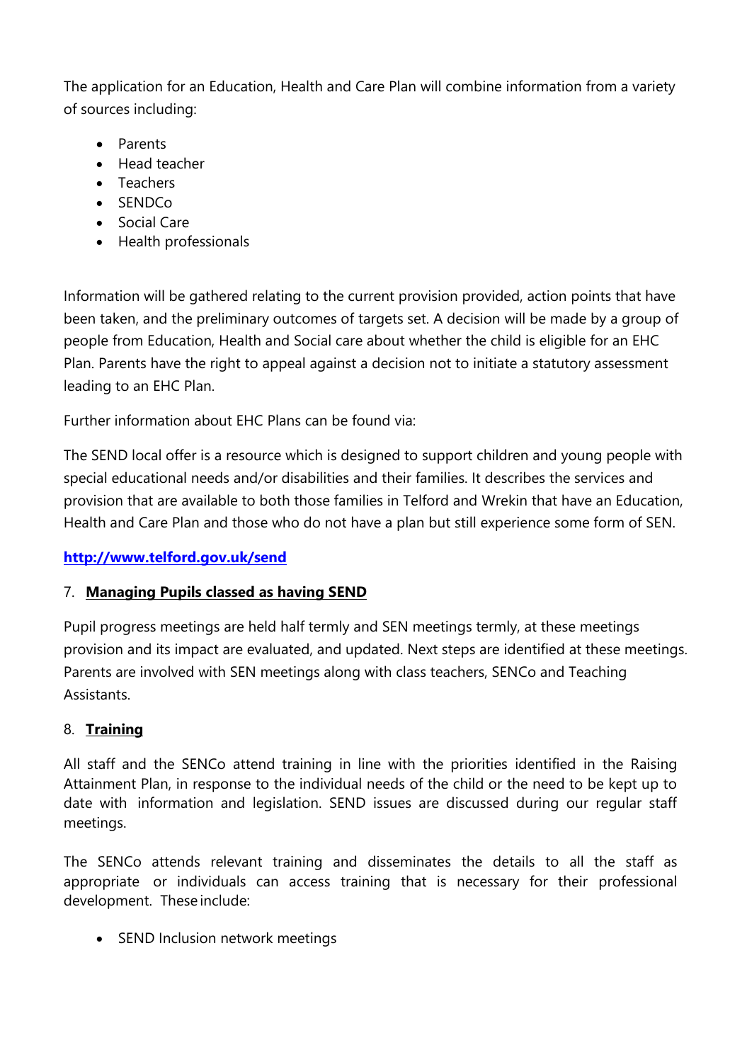The application for an Education, Health and Care Plan will combine information from a variety of sources including:

- Parents
- Head teacher
- Teachers
- SENDCo
- Social Care
- Health professionals

Information will be gathered relating to the current provision provided, action points that have been taken, and the preliminary outcomes of targets set. A decision will be made by a group of people from Education, Health and Social care about whether the child is eligible for an EHC Plan. Parents have the right to appeal against a decision not to initiate a statutory assessment leading to an EHC Plan.

Further information about EHC Plans can be found via:

The SEND local offer is a resource which is designed to support children and young people with special educational needs and/or disabilities and their families. It describes the services and provision that are available to both those families in Telford and Wrekin that have an Education, Health and Care Plan and those who do not have a plan but still experience some form of SEN.

**http://www.telford.gov.uk/send**

## 7. Managing Pupils classed as having SEND

Pupil progress meetings are held half termly and SEN meetings termly, at these meetings provision and its impact are evaluated, and updated. Next steps are identified at these meetings. Parents are involved with SEN meetings along with class teachers, SENCo and Teaching Assistants.

## 8. Training

All staff and the SENCo attend training in line with the priorities identified in the Raising Attainment Plan, in response to the individual needs of the child or the need to be kept up to date with information and legislation. SEND issues are discussed during our regular staff meetings.

The SENCo attends relevant training and disseminates the details to all the staff as appropriate or individuals can access training that is necessary for their professional development. These include:

- SEND Inclusion network meetings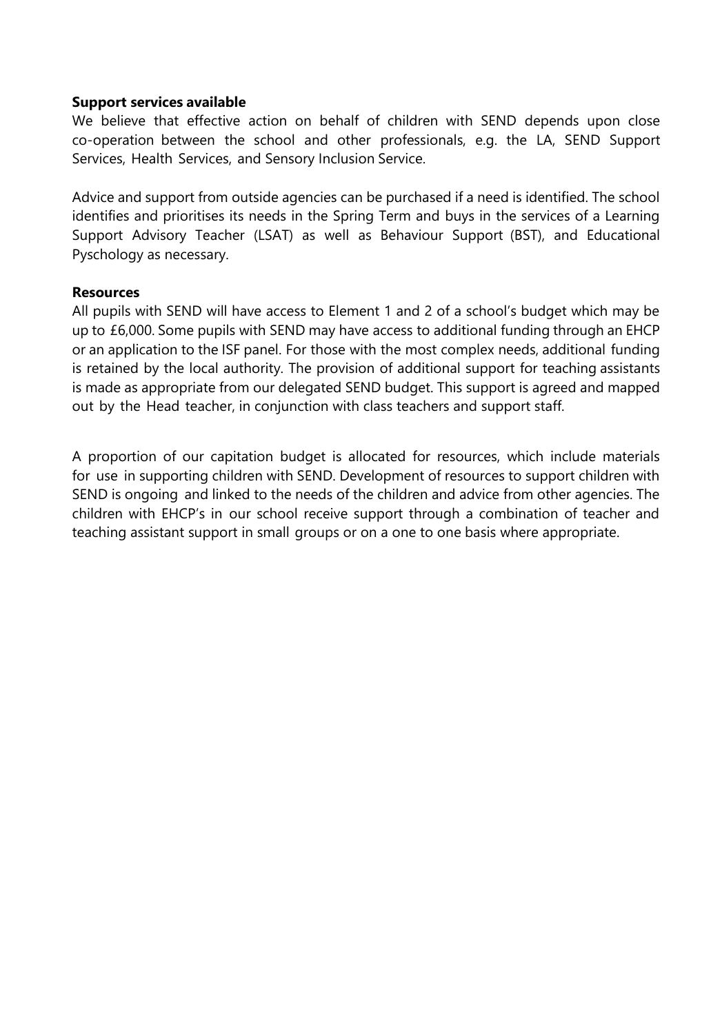**Support services available**

We believe that effective action on behalf of children with SEND depends upon close co-operation between the school and other professionals, e.g. the LA, SEND Support Services, Health Services, and Sensory Inclusion Service.

Advice and support from outside agencies can be purchased if a need is identified. The school identifies and prioritises its needs in the Spring Term and buys in the services of a Learning Support Advisory Teacher (LSAT) as well as Behaviour Support (BST), and Educational Pyschology as necessary.

**Resources**

All pupils with SEND will have access to Element 1 and 2 of a school's budget which may be up to £6,000. Some pupils with SEND may have access to additional funding through an EHCP or an application to the ISF panel. For those with the most complex needs, additional funding is retained by the local authority. The provision of additional support for teaching assistants is made as appropriate from our delegated SEND budget. This support is agreed and mapped out by the Head teacher, in conjunction with class teachers and support staff.

A proportion of our capitation budget is allocated for resources, which include materials for use in supporting children with SEND. Development of resources to support children with SEND is ongoing and linked to the needs of the children and advice from other agencies. The children with EHCP's in our school receive support through a combination of teacher and teaching assistant support in small groups or on a one to one basis where appropriate.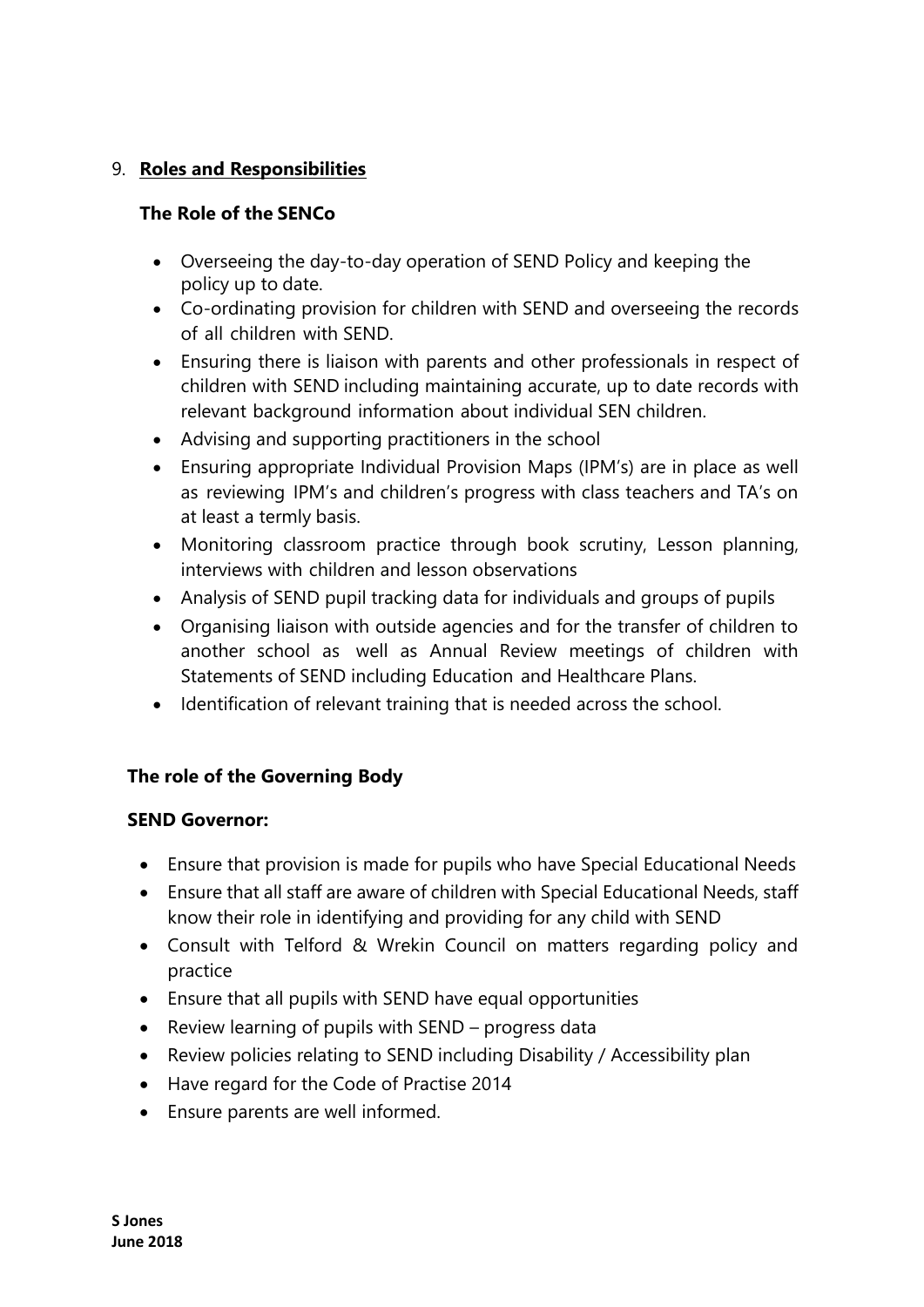## 9. Roles and Responsibilities

### The Role of the SENCo

- Overseeing the day-to-day operation of SEND Policy and keeping the policy up to date.
- Co-ordinating provision for children with SEND and overseeing the records of all children with SEND.
- Ensuring there is liaison with parents and other professionals in respect of children with SEND including maintaining accurate, up to date records with relevant background information about individual SEN children.
- Advising and supporting practitioners in the school
- Ensuring appropriate Individual Provision Maps (IPM's) are in place as well as reviewing IPM's and children's progress with class teachers and TA's on at least a termly basis.
- Monitoring classroom practice through book scrutiny, Lesson planning, interviews with children and lesson observations
- Analysis of SEND pupil tracking data for individuals and groups of pupils
- Organising liaison with outside agencies and for the transfer of children to another school as well as Annual Review meetings of children with Statements of SEND including Education and Healthcare Plans.
- Identification of relevant training that is needed across the school.

### The role of the Governing Body

**SEND Governor:**

- Ensure that provision is made for pupils who have Special Educational Needs
- Ensure that all staff are aware of children with Special Educational Needs, staff know their role in identifying and providing for any child with SEND
- Consult with Telford & Wrekin Council on matters regarding policy and practice
- Ensure that all pupils with SEND have equal opportunities
- Review learning of pupils with SEND – progress data
- Review policies relating to SEND including Disability / Accessibility plan
- Have regard for the Code of Practise 2014
- Ensure parents are well informed.

**S Jones**
**June 2018**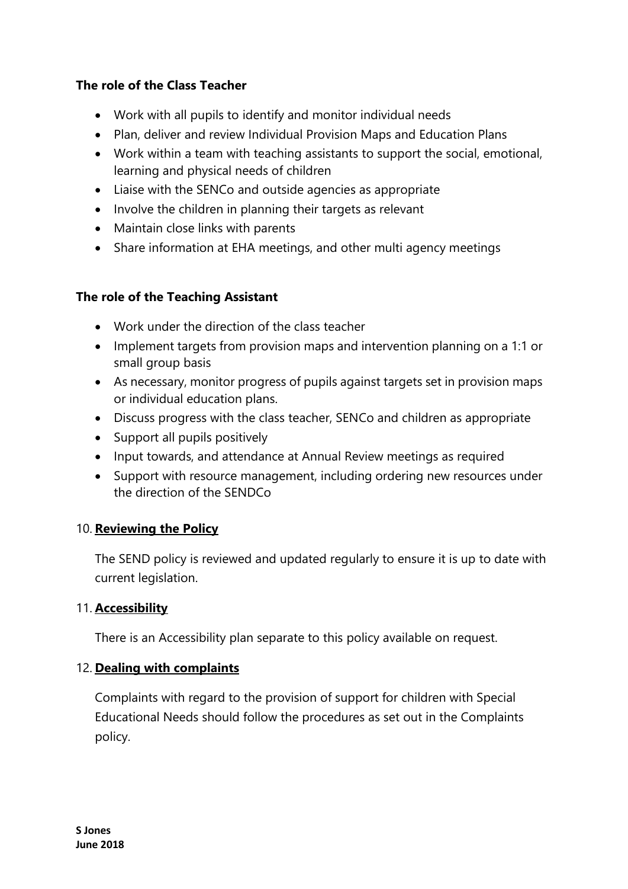**The role of the Class Teacher**

- Work with all pupils to identify and monitor individual needs
- Plan, deliver and review Individual Provision Maps and Education Plans
- Work within a team with teaching assistants to support the social, emotional, learning and physical needs of children
- Liaise with the SENCo and outside agencies as appropriate
- Involve the children in planning their targets as relevant
- Maintain close links with parents
- Share information at EHA meetings, and other multi agency meetings

**The role of the Teaching Assistant**

- Work under the direction of the class teacher
- Implement targets from provision maps and intervention planning on a 1:1 or small group basis
- As necessary, monitor progress of pupils against targets set in provision maps or individual education plans.
- Discuss progress with the class teacher, SENCo and children as appropriate
- Support all pupils positively
- Input towards, and attendance at Annual Review meetings as required
- Support with resource management, including ordering new resources under the direction of the SENDCo

## 10. Reviewing the Policy

The SEND policy is reviewed and updated regularly to ensure it is up to date with current legislation.

## 11. Accessibility

There is an Accessibility plan separate to this policy available on request.

## 12. Dealing with complaints

Complaints with regard to the provision of support for children with Special Educational Needs should follow the procedures as set out in the Complaints policy.

**S Jones**
**June 2018**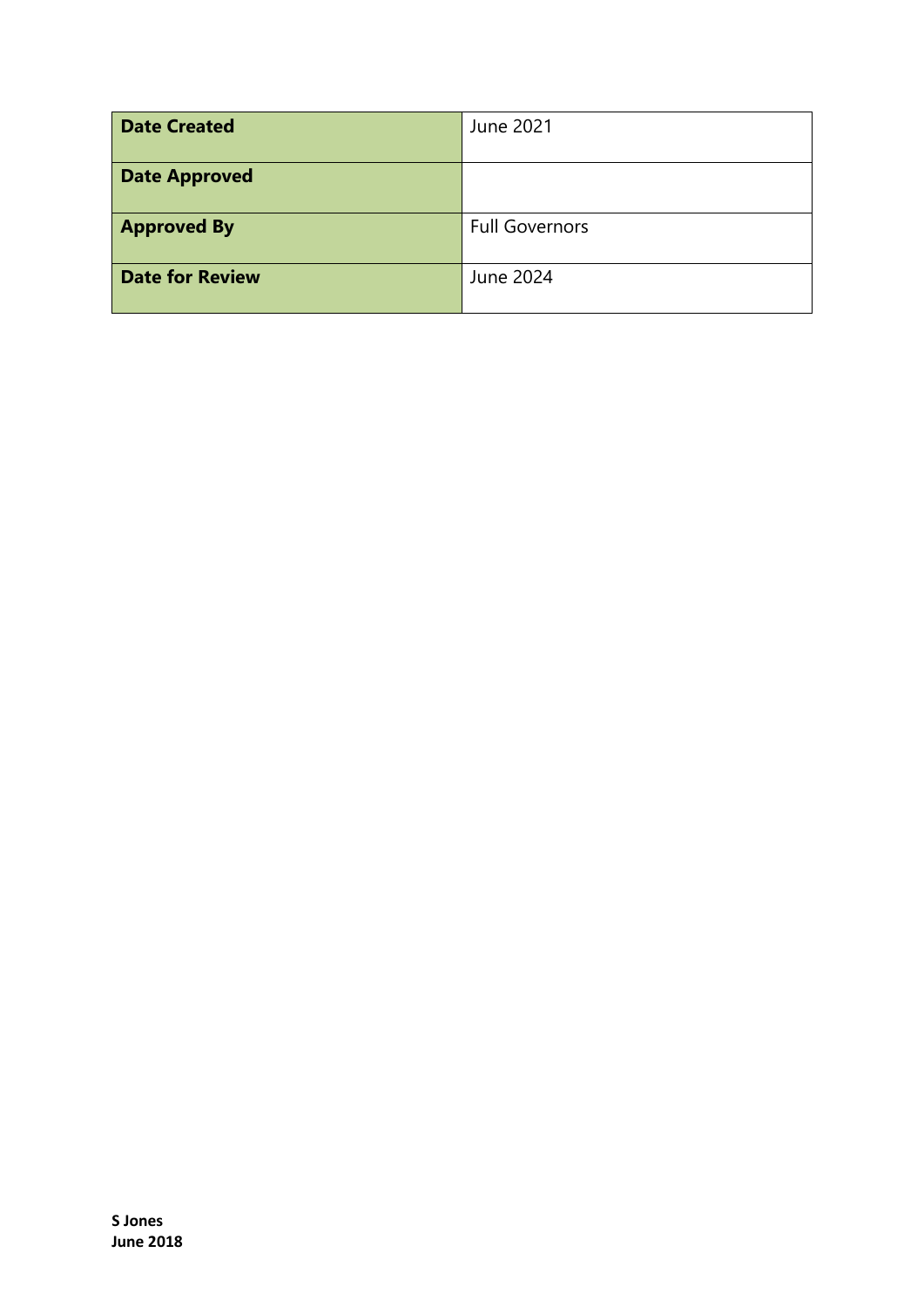| Date Created | June 2021 |
|---|---|
| **Date Approved** | |
| **Approved By** | Full Governors |
| **Date for Review** | June 2024 |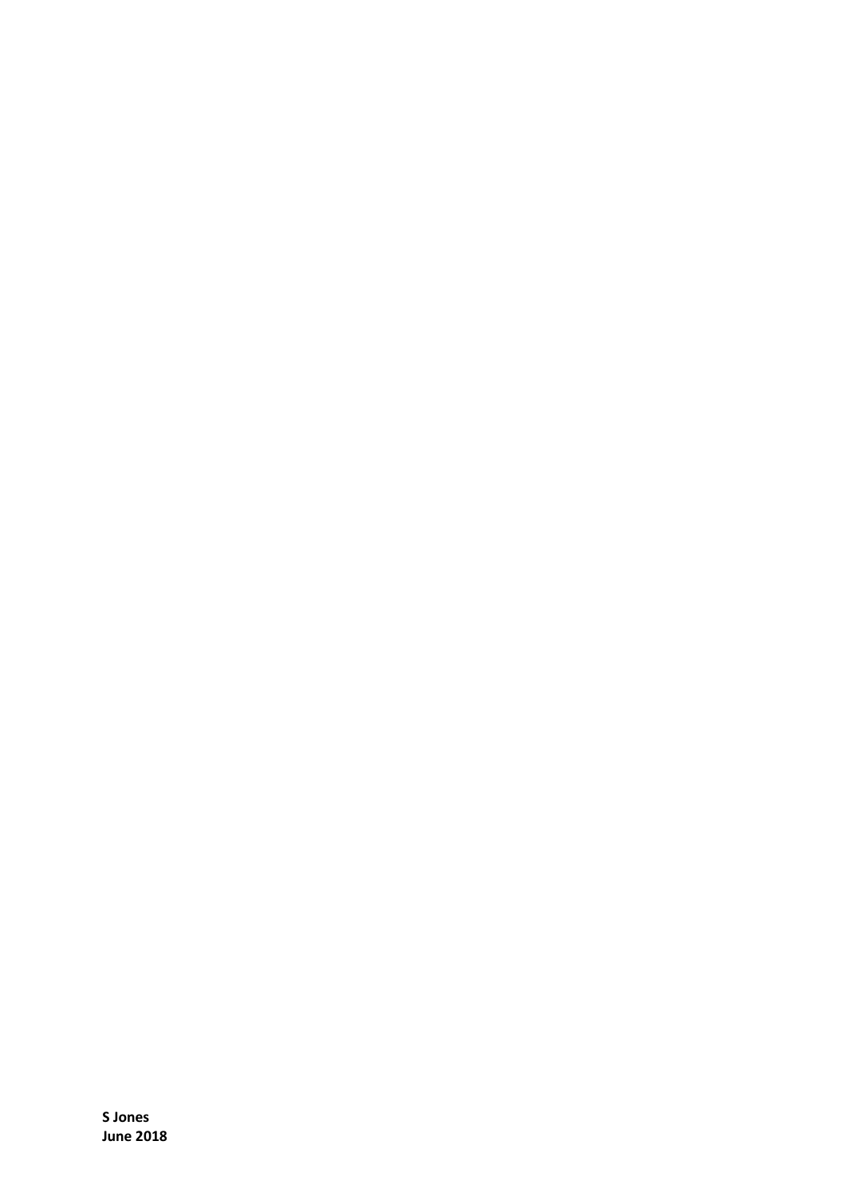**S Jones**
**June 2018**